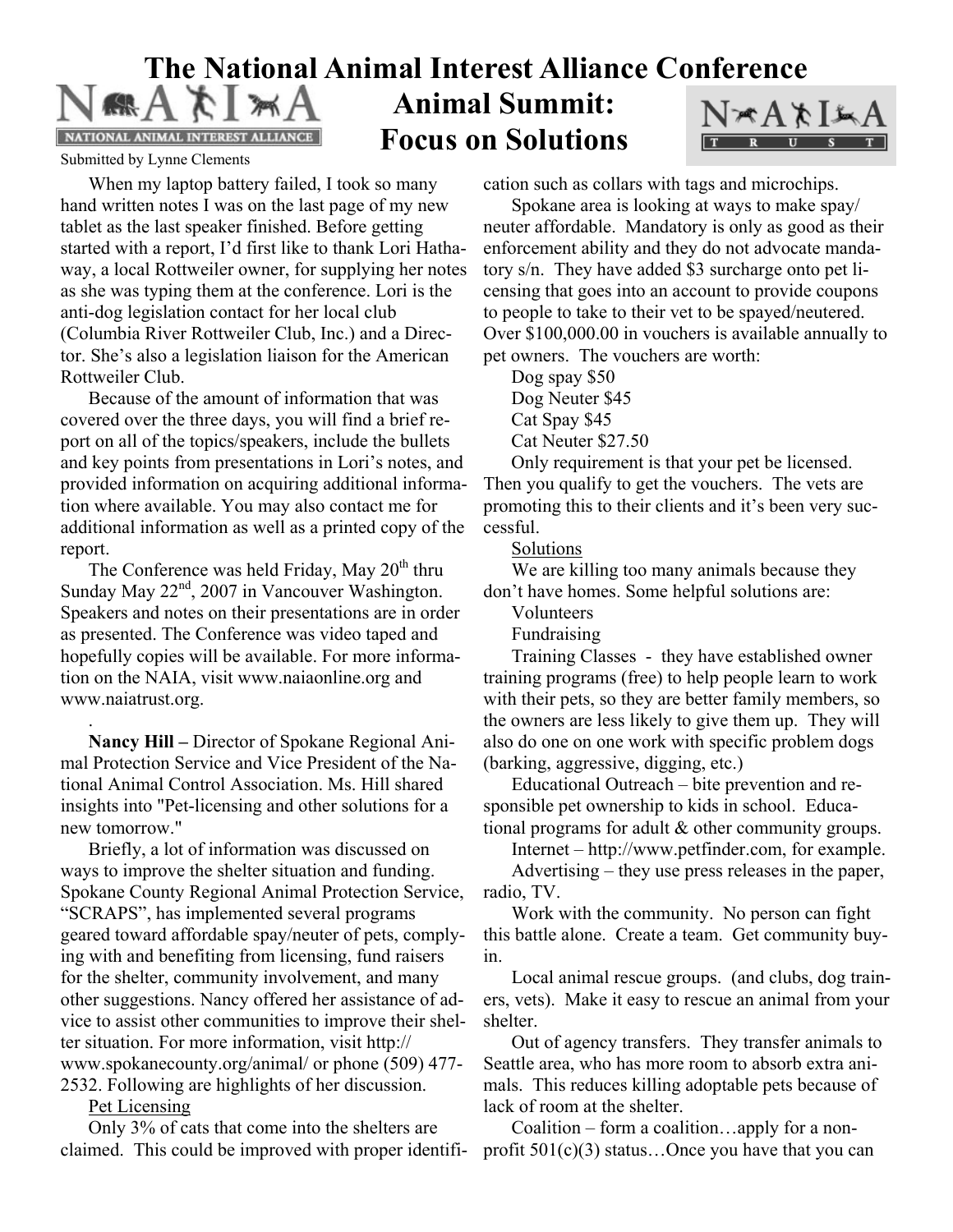# The National Animal Interest Alliance Conference

## Animal Summit: Focus on Solutions

Submitted by Lynne Clements

When my laptop battery failed, I took so many hand written notes I was on the last page of my new tablet as the last speaker finished. Before getting started with a report, I'd first like to thank Lori Hathaway, a local Rottweiler owner, for supplying her notes as she was typing them at the conference. Lori is the anti-dog legislation contact for her local club (Columbia River Rottweiler Club, Inc.) and a Director. She's also a legislation liaison for the American Rottweiler Club.

Because of the amount of information that was covered over the three days, you will find a brief report on all of the topics/speakers, include the bullets and key points from presentations in Lori's notes, and provided information on acquiring additional information where available. You may also contact me for additional information as well as a printed copy of the report.

The Conference was held Friday, May 20th thru Sunday May 22nd, 2007 in Vancouver Washington. Speakers and notes on their presentations are in order as presented. The Conference was video taped and hopefully copies will be available. For more information on the NAIA, visit www.naiaonline.org and www.naiatrust.org.

.

**Nancy Hill –** Director of Spokane Regional Animal Protection Service and Vice President of the National Animal Control Association. Ms. Hill shared insights into "Pet-licensing and other solutions for a new tomorrow."

Briefly, a lot of information was discussed on ways to improve the shelter situation and funding. Spokane County Regional Animal Protection Service, "SCRAPS", has implemented several programs geared toward affordable spay/neuter of pets, complying with and benefiting from licensing, fund raisers for the shelter, community involvement, and many other suggestions. Nancy offered her assistance of advice to assist other communities to improve their shelter situation. For more information, visit http://www.spokanecounty.org/animal/ or phone (509) 477-2532. Following are highlights of her discussion.

Pet Licensing

Only 3% of cats that come into the shelters are claimed. This could be improved with proper identification such as collars with tags and microchips.

Spokane area is looking at ways to make spay/neuter affordable. Mandatory is only as good as their enforcement ability and they do not advocate mandatory s/n. They have added \$3 surcharge onto pet licensing that goes into an account to provide coupons to people to take to their vet to be spayed/neutered. Over \$100,000.00 in vouchers is available annually to pet owners. The vouchers are worth:

Dog spay \$50
Dog Neuter \$45
Cat Spay \$45
Cat Neuter \$27.50

Only requirement is that your pet be licensed. Then you qualify to get the vouchers. The vets are promoting this to their clients and it's been very successful.

Solutions

We are killing too many animals because they don't have homes. Some helpful solutions are:

Volunteers

Fundraising

Training Classes - they have established owner training programs (free) to help people learn to work with their pets, so they are better family members, so the owners are less likely to give them up. They will also do one on one work with specific problem dogs (barking, aggressive, digging, etc.)

Educational Outreach – bite prevention and responsible pet ownership to kids in school. Educational programs for adult & other community groups.

Internet – http://www.petfinder.com, for example.

Advertising – they use press releases in the paper, radio, TV.

Work with the community. No person can fight this battle alone. Create a team. Get community buy-in.

Local animal rescue groups. (and clubs, dog trainers, vets). Make it easy to rescue an animal from your shelter.

Out of agency transfers. They transfer animals to Seattle area, who has more room to absorb extra animals. This reduces killing adoptable pets because of lack of room at the shelter.

Coalition – form a coalition…apply for a non-profit 501(c)(3) status…Once you have that you can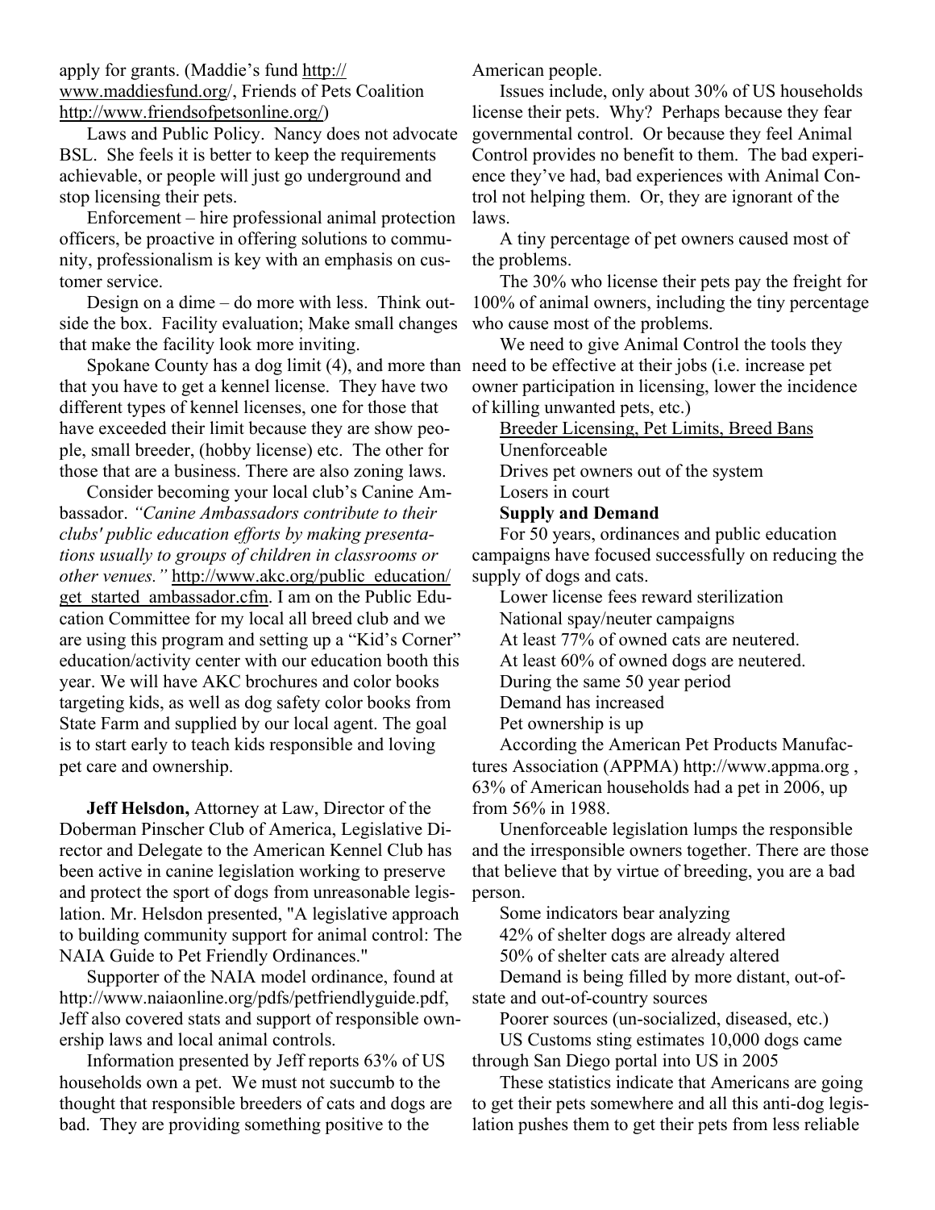apply for grants. (Maddie's fund http://www.maddiesfund.org/, Friends of Pets Coalition http://www.friendsofpetsonline.org/)

Laws and Public Policy. Nancy does not advocate BSL. She feels it is better to keep the requirements achievable, or people will just go underground and stop licensing their pets.

Enforcement – hire professional animal protection officers, be proactive in offering solutions to community, professionalism is key with an emphasis on customer service.

Design on a dime – do more with less. Think outside the box. Facility evaluation; Make small changes that make the facility look more inviting.

Spokane County has a dog limit (4), and more than that you have to get a kennel license. They have two different types of kennel licenses, one for those that have exceeded their limit because they are show people, small breeder, (hobby license) etc. The other for those that are a business. There are also zoning laws.

Consider becoming your local club's Canine Ambassador. *"Canine Ambassadors contribute to their clubs' public education efforts by making presentations usually to groups of children in classrooms or other venues."* http://www.akc.org/public_education/get_started_ambassador.cfm. I am on the Public Education Committee for my local all breed club and we are using this program and setting up a "Kid's Corner" education/activity center with our education booth this year. We will have AKC brochures and color books targeting kids, as well as dog safety color books from State Farm and supplied by our local agent. The goal is to start early to teach kids responsible and loving pet care and ownership.

**Jeff Helsdon,** Attorney at Law, Director of the Doberman Pinscher Club of America, Legislative Director and Delegate to the American Kennel Club has been active in canine legislation working to preserve and protect the sport of dogs from unreasonable legislation. Mr. Helsdon presented, "A legislative approach to building community support for animal control: The NAIA Guide to Pet Friendly Ordinances."

Supporter of the NAIA model ordinance, found at http://www.naiaonline.org/pdfs/petfriendlyguide.pdf, Jeff also covered stats and support of responsible ownership laws and local animal controls.

Information presented by Jeff reports 63% of US households own a pet. We must not succumb to the thought that responsible breeders of cats and dogs are bad. They are providing something positive to the American people.

Issues include, only about 30% of US households license their pets. Why? Perhaps because they fear governmental control. Or because they feel Animal Control provides no benefit to them. The bad experience they've had, bad experiences with Animal Control not helping them. Or, they are ignorant of the laws.

A tiny percentage of pet owners caused most of the problems.

The 30% who license their pets pay the freight for 100% of animal owners, including the tiny percentage who cause most of the problems.

We need to give Animal Control the tools they need to be effective at their jobs (i.e. increase pet owner participation in licensing, lower the incidence of killing unwanted pets, etc.)

Breeder Licensing, Pet Limits, Breed Bans

Unenforceable

Drives pet owners out of the system

Losers in court

**Supply and Demand**

For 50 years, ordinances and public education campaigns have focused successfully on reducing the supply of dogs and cats.

Lower license fees reward sterilization

National spay/neuter campaigns

At least 77% of owned cats are neutered.

At least 60% of owned dogs are neutered.

During the same 50 year period

Demand has increased

Pet ownership is up

According the American Pet Products Manufactures Association (APPMA) http://www.appma.org , 63% of American households had a pet in 2006, up from 56% in 1988.

Unenforceable legislation lumps the responsible and the irresponsible owners together. There are those that believe that by virtue of breeding, you are a bad person.

Some indicators bear analyzing

42% of shelter dogs are already altered

50% of shelter cats are already altered

Demand is being filled by more distant, out-of-state and out-of-country sources

Poorer sources (un-socialized, diseased, etc.)

US Customs sting estimates 10,000 dogs came through San Diego portal into US in 2005

These statistics indicate that Americans are going to get their pets somewhere and all this anti-dog legislation pushes them to get their pets from less reliable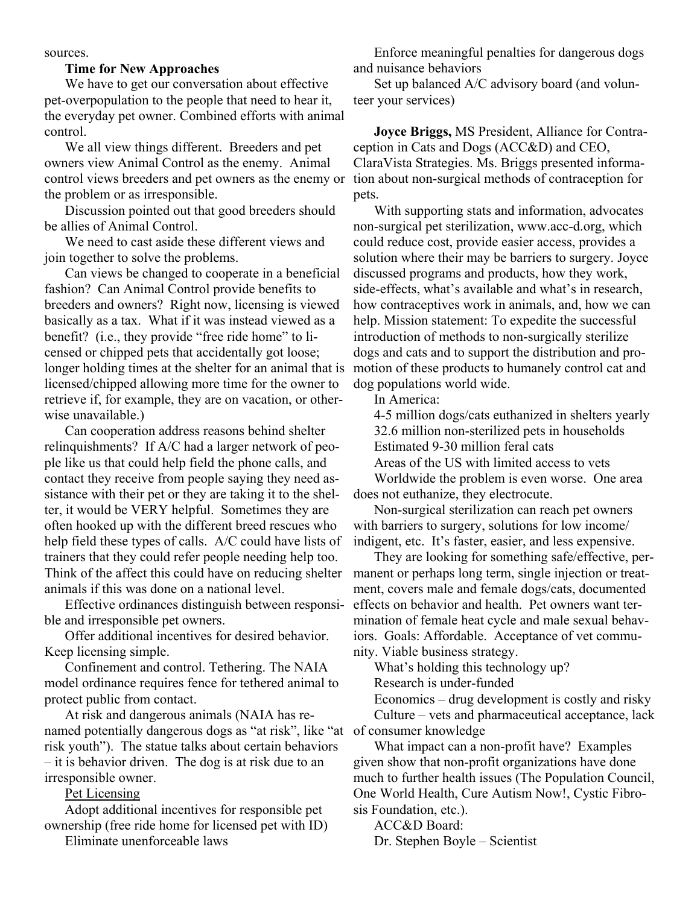sources.

**Time for New Approaches**

We have to get our conversation about effective pet-overpopulation to the people that need to hear it, the everyday pet owner. Combined efforts with animal control.

We all view things different. Breeders and pet owners view Animal Control as the enemy. Animal control views breeders and pet owners as the enemy or the problem or as irresponsible.

Discussion pointed out that good breeders should be allies of Animal Control.

We need to cast aside these different views and join together to solve the problems.

Can views be changed to cooperate in a beneficial fashion? Can Animal Control provide benefits to breeders and owners? Right now, licensing is viewed basically as a tax. What if it was instead viewed as a benefit? (i.e., they provide "free ride home" to licensed or chipped pets that accidentally got loose; longer holding times at the shelter for an animal that is licensed/chipped allowing more time for the owner to retrieve if, for example, they are on vacation, or otherwise unavailable.)

Can cooperation address reasons behind shelter relinquishments? If A/C had a larger network of people like us that could help field the phone calls, and contact they receive from people saying they need assistance with their pet or they are taking it to the shelter, it would be VERY helpful. Sometimes they are often hooked up with the different breed rescues who help field these types of calls. A/C could have lists of trainers that they could refer people needing help too. Think of the affect this could have on reducing shelter animals if this was done on a national level.

Effective ordinances distinguish between responsible and irresponsible pet owners.

Offer additional incentives for desired behavior. Keep licensing simple.

Confinement and control. Tethering. The NAIA model ordinance requires fence for tethered animal to protect public from contact.

At risk and dangerous animals (NAIA has renamed potentially dangerous dogs as "at risk", like "at risk youth"). The statue talks about certain behaviors – it is behavior driven. The dog is at risk due to an irresponsible owner.

<u>Pet Licensing</u>

Adopt additional incentives for responsible pet ownership (free ride home for licensed pet with ID)

Eliminate unenforceable laws

Enforce meaningful penalties for dangerous dogs and nuisance behaviors

Set up balanced A/C advisory board (and volunteer your services)

**Joyce Briggs,** MS President, Alliance for Contraception in Cats and Dogs (ACC&D) and CEO, ClaraVista Strategies. Ms. Briggs presented information about non-surgical methods of contraception for pets.

With supporting stats and information, advocates non-surgical pet sterilization, www.acc-d.org, which could reduce cost, provide easier access, provides a solution where their may be barriers to surgery. Joyce discussed programs and products, how they work, side-effects, what's available and what's in research, how contraceptives work in animals, and, how we can help. Mission statement: To expedite the successful introduction of methods to non-surgically sterilize dogs and cats and to support the distribution and promotion of these products to humanely control cat and dog populations world wide.

In America:

4-5 million dogs/cats euthanized in shelters yearly

32.6 million non-sterilized pets in households

Estimated 9-30 million feral cats

Areas of the US with limited access to vets

Worldwide the problem is even worse. One area does not euthanize, they electrocute.

Non-surgical sterilization can reach pet owners with barriers to surgery, solutions for low income/indigent, etc. It's faster, easier, and less expensive.

They are looking for something safe/effective, permanent or perhaps long term, single injection or treatment, covers male and female dogs/cats, documented effects on behavior and health. Pet owners want termination of female heat cycle and male sexual behaviors. Goals: Affordable. Acceptance of vet community. Viable business strategy.

What's holding this technology up?

Research is under-funded

Economics – drug development is costly and risky

Culture – vets and pharmaceutical acceptance, lack of consumer knowledge

What impact can a non-profit have? Examples given show that non-profit organizations have done much to further health issues (The Population Council, One World Health, Cure Autism Now!, Cystic Fibrosis Foundation, etc.).

ACC&D Board:

Dr. Stephen Boyle – Scientist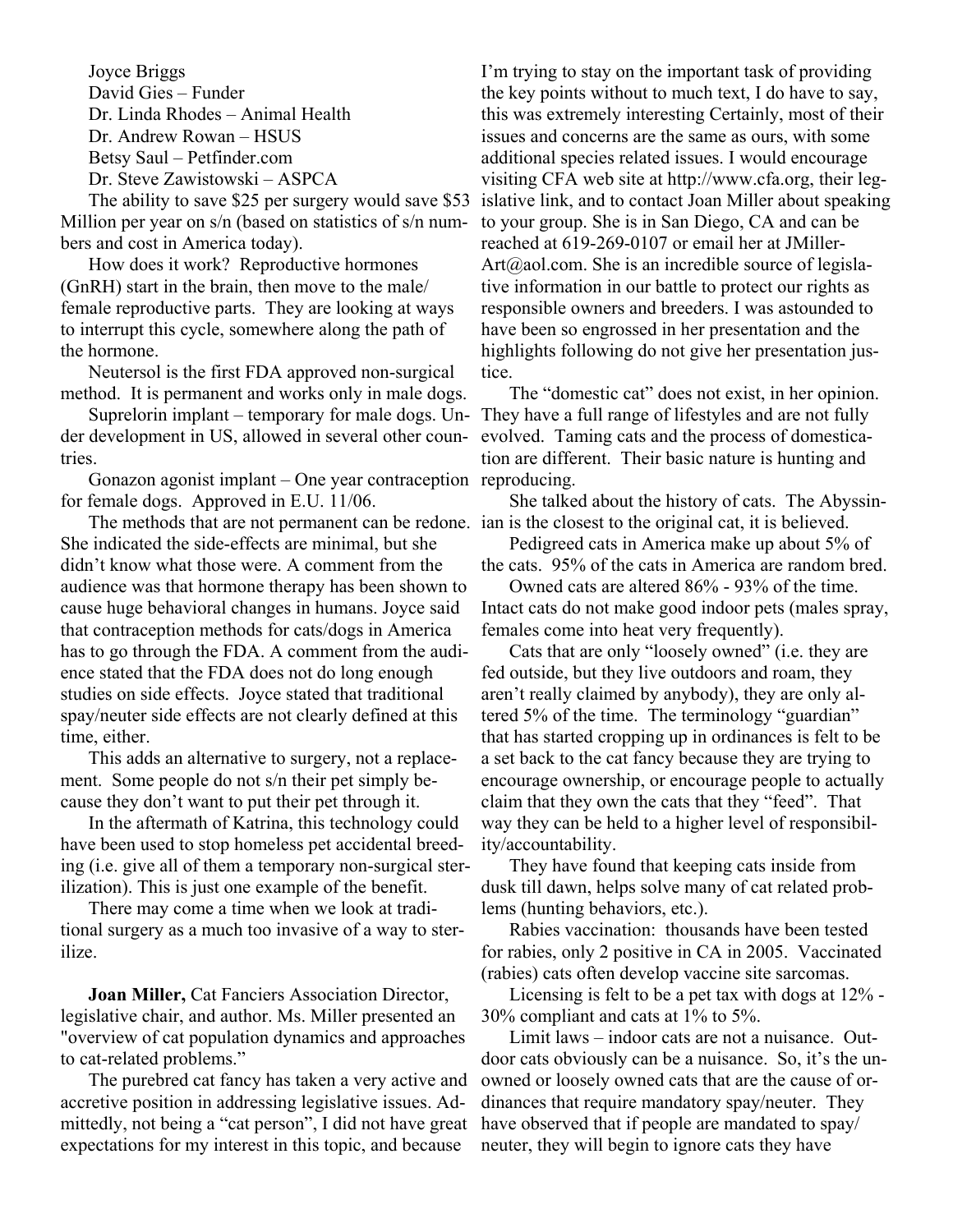Joyce Briggs
David Gies – Funder
Dr. Linda Rhodes – Animal Health
Dr. Andrew Rowan – HSUS
Betsy Saul – Petfinder.com
Dr. Steve Zawistowski – ASPCA

The ability to save $25 per surgery would save $53 Million per year on s/n (based on statistics of s/n numbers and cost in America today).

How does it work? Reproductive hormones (GnRH) start in the brain, then move to the male/female reproductive parts. They are looking at ways to interrupt this cycle, somewhere along the path of the hormone.

Neutersol is the first FDA approved non-surgical method. It is permanent and works only in male dogs.

Suprelorin implant – temporary for male dogs. Under development in US, allowed in several other countries.

Gonazon agonist implant – One year contraception for female dogs. Approved in E.U. 11/06.

The methods that are not permanent can be redone. She indicated the side-effects are minimal, but she didn't know what those were. A comment from the audience was that hormone therapy has been shown to cause huge behavioral changes in humans. Joyce said that contraception methods for cats/dogs in America has to go through the FDA. A comment from the audience stated that the FDA does not do long enough studies on side effects. Joyce stated that traditional spay/neuter side effects are not clearly defined at this time, either.

This adds an alternative to surgery, not a replacement. Some people do not s/n their pet simply because they don't want to put their pet through it.

In the aftermath of Katrina, this technology could have been used to stop homeless pet accidental breeding (i.e. give all of them a temporary non-surgical sterilization). This is just one example of the benefit.

There may come a time when we look at traditional surgery as a much too invasive of a way to sterilize.

**Joan Miller,** Cat Fanciers Association Director, legislative chair, and author. Ms. Miller presented an "overview of cat population dynamics and approaches to cat-related problems."

The purebred cat fancy has taken a very active and accretive position in addressing legislative issues. Admittedly, not being a "cat person", I did not have great expectations for my interest in this topic, and because I'm trying to stay on the important task of providing the key points without to much text, I do have to say, this was extremely interesting Certainly, most of their issues and concerns are the same as ours, with some additional species related issues. I would encourage visiting CFA web site at http://www.cfa.org, their legislative link, and to contact Joan Miller about speaking to your group. She is in San Diego, CA and can be reached at 619-269-0107 or email her at JMiller-Art@aol.com. She is an incredible source of legislative information in our battle to protect our rights as responsible owners and breeders. I was astounded to have been so engrossed in her presentation and the highlights following do not give her presentation justice.

The "domestic cat" does not exist, in her opinion. They have a full range of lifestyles and are not fully evolved. Taming cats and the process of domestication are different. Their basic nature is hunting and reproducing.

She talked about the history of cats. The Abyssinian is the closest to the original cat, it is believed.

Pedigreed cats in America make up about 5% of the cats. 95% of the cats in America are random bred.

Owned cats are altered 86% - 93% of the time. Intact cats do not make good indoor pets (males spray, females come into heat very frequently).

Cats that are only "loosely owned" (i.e. they are fed outside, but they live outdoors and roam, they aren't really claimed by anybody), they are only altered 5% of the time. The terminology "guardian" that has started cropping up in ordinances is felt to be a set back to the cat fancy because they are trying to encourage ownership, or encourage people to actually claim that they own the cats that they "feed". That way they can be held to a higher level of responsibility/accountability.

They have found that keeping cats inside from dusk till dawn, helps solve many of cat related problems (hunting behaviors, etc.).

Rabies vaccination: thousands have been tested for rabies, only 2 positive in CA in 2005. Vaccinated (rabies) cats often develop vaccine site sarcomas.

Licensing is felt to be a pet tax with dogs at 12% - 30% compliant and cats at 1% to 5%.

Limit laws – indoor cats are not a nuisance. Outdoor cats obviously can be a nuisance. So, it's the unowned or loosely owned cats that are the cause of ordinances that require mandatory spay/neuter. They have observed that if people are mandated to spay/neuter, they will begin to ignore cats they have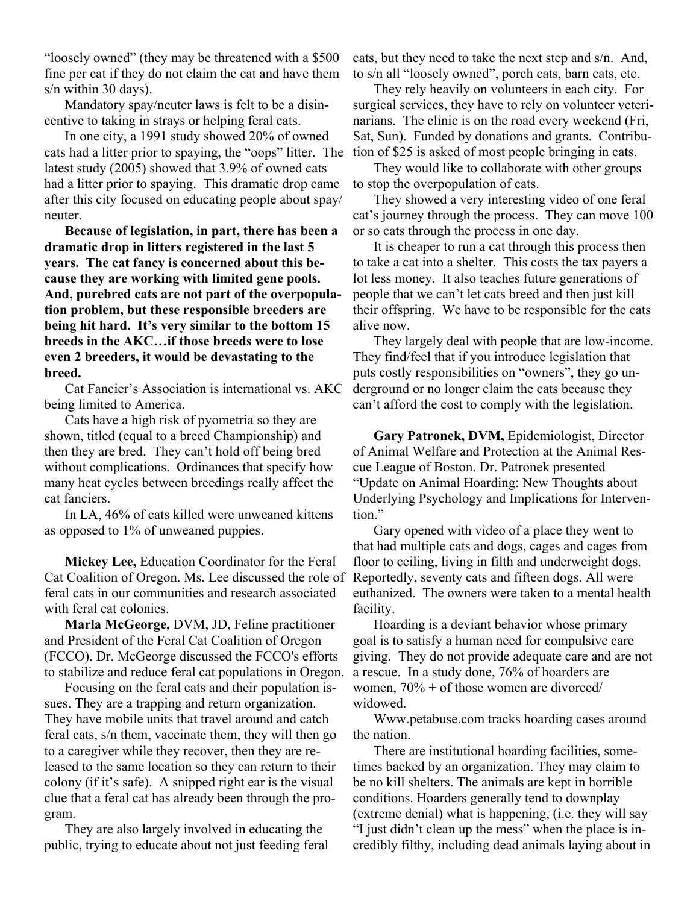"loosely owned" (they may be threatened with a $500 fine per cat if they do not claim the cat and have them s/n within 30 days).

Mandatory spay/neuter laws is felt to be a disincentive to taking in strays or helping feral cats.

In one city, a 1991 study showed 20% of owned cats had a litter prior to spaying, the "oops" litter. The latest study (2005) showed that 3.9% of owned cats had a litter prior to spaying. This dramatic drop came after this city focused on educating people about spay/neuter.

**Because of legislation, in part, there has been a dramatic drop in litters registered in the last 5 years. The cat fancy is concerned about this because they are working with limited gene pools. And, purebred cats are not part of the overpopulation problem, but these responsible breeders are being hit hard. It's very similar to the bottom 15 breeds in the AKC…if those breeds were to lose even 2 breeders, it would be devastating to the breed.**

Cat Fancier's Association is international vs. AKC being limited to America.

Cats have a high risk of pyometria so they are shown, titled (equal to a breed Championship) and then they are bred. They can't hold off being bred without complications. Ordinances that specify how many heat cycles between breedings really affect the cat fanciers.

In LA, 46% of cats killed were unweaned kittens as opposed to 1% of unweaned puppies.

**Mickey Lee,** Education Coordinator for the Feral Cat Coalition of Oregon. Ms. Lee discussed the role of feral cats in our communities and research associated with feral cat colonies.

**Marla McGeorge,** DVM, JD, Feline practitioner and President of the Feral Cat Coalition of Oregon (FCCO). Dr. McGeorge discussed the FCCO's efforts to stabilize and reduce feral cat populations in Oregon.

Focusing on the feral cats and their population issues. They are a trapping and return organization. They have mobile units that travel around and catch feral cats, s/n them, vaccinate them, they will then go to a caregiver while they recover, then they are released to the same location so they can return to their colony (if it's safe). A snipped right ear is the visual clue that a feral cat has already been through the program.

They are also largely involved in educating the public, trying to educate about not just feeding feral cats, but they need to take the next step and s/n. And, to s/n all "loosely owned", porch cats, barn cats, etc.

They rely heavily on volunteers in each city. For surgical services, they have to rely on volunteer veterinarians. The clinic is on the road every weekend (Fri, Sat, Sun). Funded by donations and grants. Contribution of $25 is asked of most people bringing in cats.

They would like to collaborate with other groups to stop the overpopulation of cats.

They showed a very interesting video of one feral cat's journey through the process. They can move 100 or so cats through the process in one day.

It is cheaper to run a cat through this process then to take a cat into a shelter. This costs the tax payers a lot less money. It also teaches future generations of people that we can't let cats breed and then just kill their offspring. We have to be responsible for the cats alive now.

They largely deal with people that are low-income. They find/feel that if you introduce legislation that puts costly responsibilities on "owners", they go underground or no longer claim the cats because they can't afford the cost to comply with the legislation.

**Gary Patronek, DVM,** Epidemiologist, Director of Animal Welfare and Protection at the Animal Rescue League of Boston. Dr. Patronek presented "Update on Animal Hoarding: New Thoughts about Underlying Psychology and Implications for Intervention."

Gary opened with video of a place they went to that had multiple cats and dogs, cages and cages from floor to ceiling, living in filth and underweight dogs. Reportedly, seventy cats and fifteen dogs. All were euthanized. The owners were taken to a mental health facility.

Hoarding is a deviant behavior whose primary goal is to satisfy a human need for compulsive care giving. They do not provide adequate care and are not a rescue. In a study done, 76% of hoarders are women, 70% + of those women are divorced/widowed.

Www.petabuse.com tracks hoarding cases around the nation.

There are institutional hoarding facilities, sometimes backed by an organization. They may claim to be no kill shelters. The animals are kept in horrible conditions. Hoarders generally tend to downplay (extreme denial) what is happening, (i.e. they will say "I just didn't clean up the mess" when the place is incredibly filthy, including dead animals laying about in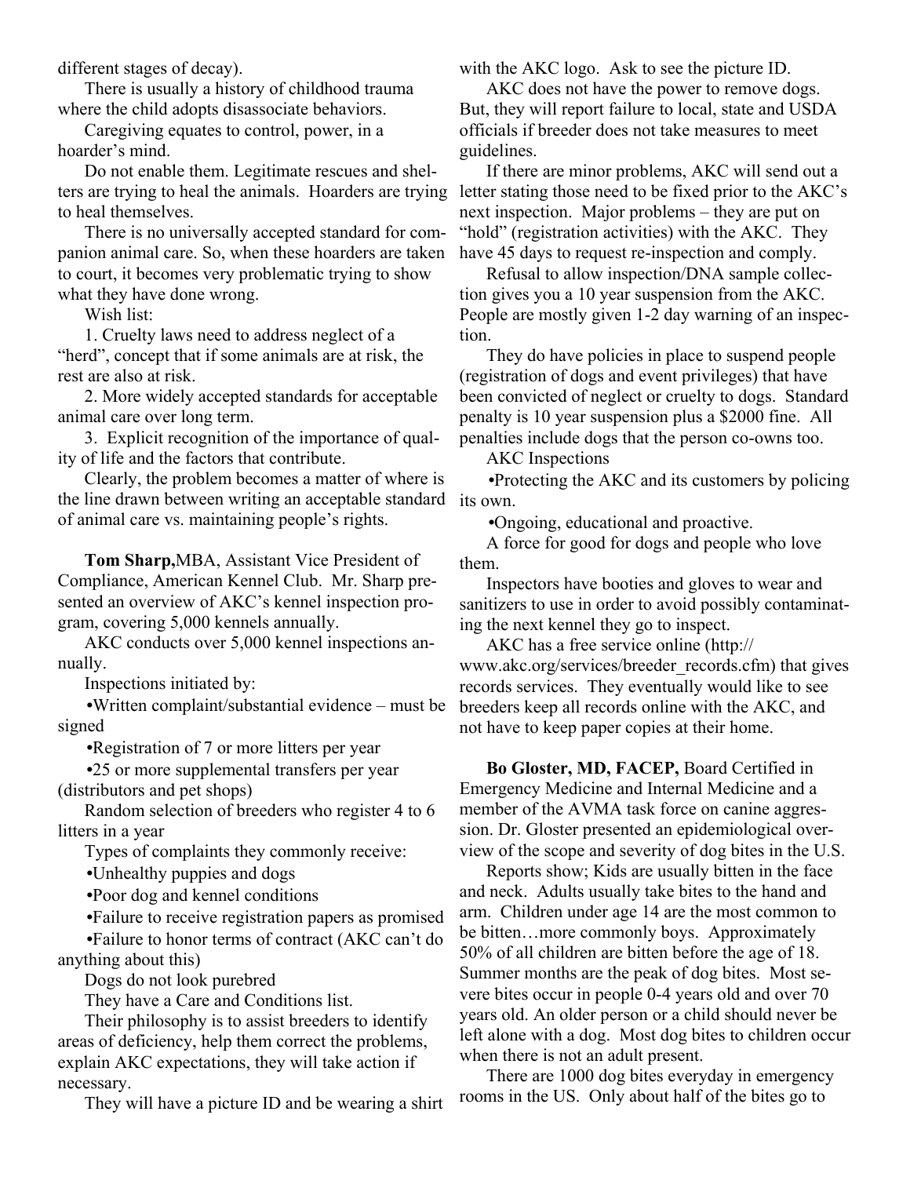different stages of decay).

There is usually a history of childhood trauma where the child adopts disassociate behaviors.

Caregiving equates to control, power, in a hoarder's mind.

Do not enable them. Legitimate rescues and shelters are trying to heal the animals. Hoarders are trying to heal themselves.

There is no universally accepted standard for companion animal care. So, when these hoarders are taken to court, it becomes very problematic trying to show what they have done wrong.

Wish list:

1. Cruelty laws need to address neglect of a "herd", concept that if some animals are at risk, the rest are also at risk.

2. More widely accepted standards for acceptable animal care over long term.

3. Explicit recognition of the importance of quality of life and the factors that contribute.

Clearly, the problem becomes a matter of where is the line drawn between writing an acceptable standard of animal care vs. maintaining people's rights.

**Tom Sharp,** MBA, Assistant Vice President of Compliance, American Kennel Club. Mr. Sharp presented an overview of AKC's kennel inspection program, covering 5,000 kennels annually.

AKC conducts over 5,000 kennel inspections annually.

Inspections initiated by:

- Written complaint/substantial evidence – must be signed
- Registration of 7 or more litters per year
- 25 or more supplemental transfers per year (distributors and pet shops)

Random selection of breeders who register 4 to 6 litters in a year

Types of complaints they commonly receive:

- Unhealthy puppies and dogs
- Poor dog and kennel conditions
- Failure to receive registration papers as promised
- Failure to honor terms of contract (AKC can't do anything about this)

Dogs do not look purebred

They have a Care and Conditions list.

Their philosophy is to assist breeders to identify areas of deficiency, help them correct the problems, explain AKC expectations, they will take action if necessary.

They will have a picture ID and be wearing a shirt with the AKC logo. Ask to see the picture ID.

AKC does not have the power to remove dogs. But, they will report failure to local, state and USDA officials if breeder does not take measures to meet guidelines.

If there are minor problems, AKC will send out a letter stating those need to be fixed prior to the AKC's next inspection. Major problems – they are put on "hold" (registration activities) with the AKC. They have 45 days to request re-inspection and comply.

Refusal to allow inspection/DNA sample collection gives you a 10 year suspension from the AKC. People are mostly given 1-2 day warning of an inspection.

They do have policies in place to suspend people (registration of dogs and event privileges) that have been convicted of neglect or cruelty to dogs. Standard penalty is 10 year suspension plus a $2000 fine. All penalties include dogs that the person co-owns too.

AKC Inspections

- Protecting the AKC and its customers by policing its own.
- Ongoing, educational and proactive.

A force for good for dogs and people who love them.

Inspectors have booties and gloves to wear and sanitizers to use in order to avoid possibly contaminating the next kennel they go to inspect.

AKC has a free service online (http://www.akc.org/services/breeder_records.cfm) that gives records services. They eventually would like to see breeders keep all records online with the AKC, and not have to keep paper copies at their home.

**Bo Gloster, MD, FACEP,** Board Certified in Emergency Medicine and Internal Medicine and a member of the AVMA task force on canine aggression. Dr. Gloster presented an epidemiological overview of the scope and severity of dog bites in the U.S.

Reports show; Kids are usually bitten in the face and neck. Adults usually take bites to the hand and arm. Children under age 14 are the most common to be bitten…more commonly boys. Approximately 50% of all children are bitten before the age of 18. Summer months are the peak of dog bites. Most severe bites occur in people 0-4 years old and over 70 years old. An older person or a child should never be left alone with a dog. Most dog bites to children occur when there is not an adult present.

There are 1000 dog bites everyday in emergency rooms in the US. Only about half of the bites go to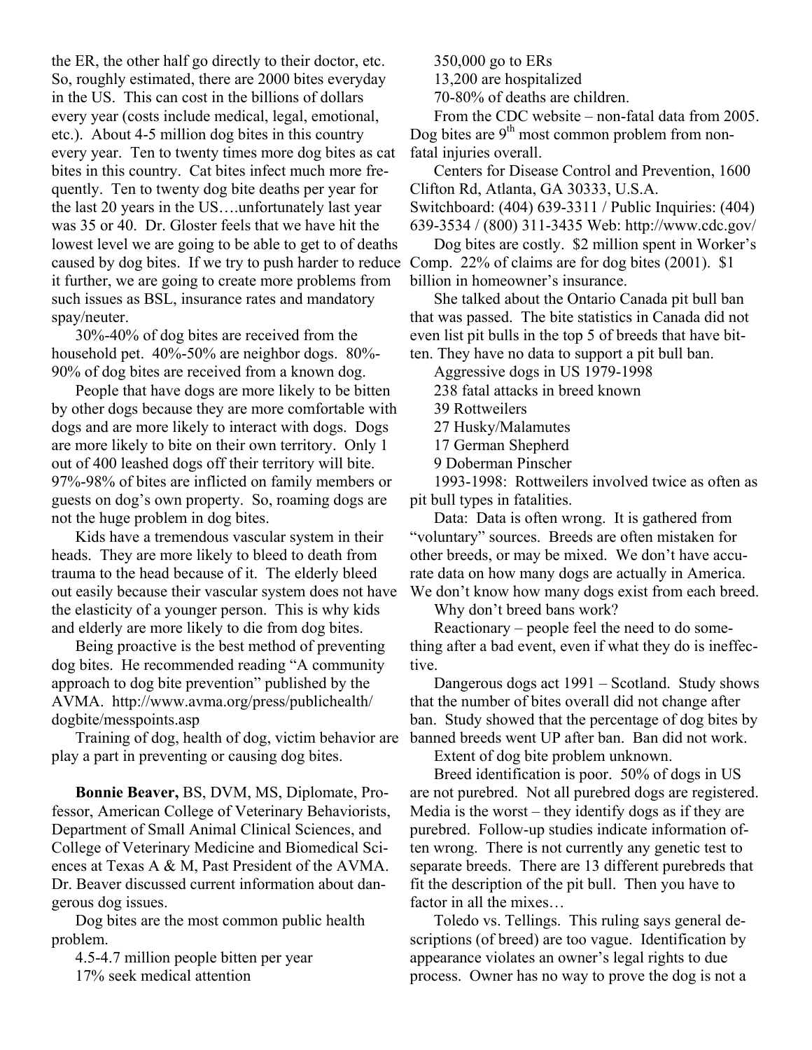the ER, the other half go directly to their doctor, etc. So, roughly estimated, there are 2000 bites everyday in the US. This can cost in the billions of dollars every year (costs include medical, legal, emotional, etc.). About 4-5 million dog bites in this country every year. Ten to twenty times more dog bites as cat bites in this country. Cat bites infect much more frequently. Ten to twenty dog bite deaths per year for the last 20 years in the US….unfortunately last year was 35 or 40. Dr. Gloster feels that we have hit the lowest level we are going to be able to get to of deaths caused by dog bites. If we try to push harder to reduce it further, we are going to create more problems from such issues as BSL, insurance rates and mandatory spay/neuter.

30%-40% of dog bites are received from the household pet. 40%-50% are neighbor dogs. 80%-90% of dog bites are received from a known dog.

People that have dogs are more likely to be bitten by other dogs because they are more comfortable with dogs and are more likely to interact with dogs. Dogs are more likely to bite on their own territory. Only 1 out of 400 leashed dogs off their territory will bite. 97%-98% of bites are inflicted on family members or guests on dog's own property. So, roaming dogs are not the huge problem in dog bites.

Kids have a tremendous vascular system in their heads. They are more likely to bleed to death from trauma to the head because of it. The elderly bleed out easily because their vascular system does not have the elasticity of a younger person. This is why kids and elderly are more likely to die from dog bites.

Being proactive is the best method of preventing dog bites. He recommended reading "A community approach to dog bite prevention" published by the AVMA. http://www.avma.org/press/publichealth/dogbite/messpoints.asp

Training of dog, health of dog, victim behavior are play a part in preventing or causing dog bites.

**Bonnie Beaver,** BS, DVM, MS, Diplomate, Professor, American College of Veterinary Behaviorists, Department of Small Animal Clinical Sciences, and College of Veterinary Medicine and Biomedical Sciences at Texas A & M, Past President of the AVMA. Dr. Beaver discussed current information about dangerous dog issues.

Dog bites are the most common public health problem.

4.5-4.7 million people bitten per year
17% seek medical attention
350,000 go to ERs
13,200 are hospitalized
70-80% of deaths are children.

From the CDC website – non-fatal data from 2005. Dog bites are 9th most common problem from non-fatal injuries overall.

Centers for Disease Control and Prevention, 1600 Clifton Rd, Atlanta, GA 30333, U.S.A.
Switchboard: (404) 639-3311 / Public Inquiries: (404) 639-3534 / (800) 311-3435 Web: http://www.cdc.gov/

Dog bites are costly. $2 million spent in Worker's Comp. 22% of claims are for dog bites (2001). $1 billion in homeowner's insurance.

She talked about the Ontario Canada pit bull ban that was passed. The bite statistics in Canada did not even list pit bulls in the top 5 of breeds that have bitten. They have no data to support a pit bull ban.

Aggressive dogs in US 1979-1998
238 fatal attacks in breed known
39 Rottweilers
27 Husky/Malamutes
17 German Shepherd
9 Doberman Pinscher

1993-1998: Rottweilers involved twice as often as pit bull types in fatalities.

Data: Data is often wrong. It is gathered from "voluntary" sources. Breeds are often mistaken for other breeds, or may be mixed. We don't have accurate data on how many dogs are actually in America. We don't know how many dogs exist from each breed.

Why don't breed bans work?

Reactionary – people feel the need to do something after a bad event, even if what they do is ineffective.

Dangerous dogs act 1991 – Scotland. Study shows that the number of bites overall did not change after ban. Study showed that the percentage of dog bites by banned breeds went UP after ban. Ban did not work.

Extent of dog bite problem unknown.

Breed identification is poor. 50% of dogs in US are not purebred. Not all purebred dogs are registered. Media is the worst – they identify dogs as if they are purebred. Follow-up studies indicate information often wrong. There is not currently any genetic test to separate breeds. There are 13 different purebreds that fit the description of the pit bull. Then you have to factor in all the mixes…

Toledo vs. Tellings. This ruling says general descriptions (of breed) are too vague. Identification by appearance violates an owner's legal rights to due process. Owner has no way to prove the dog is not a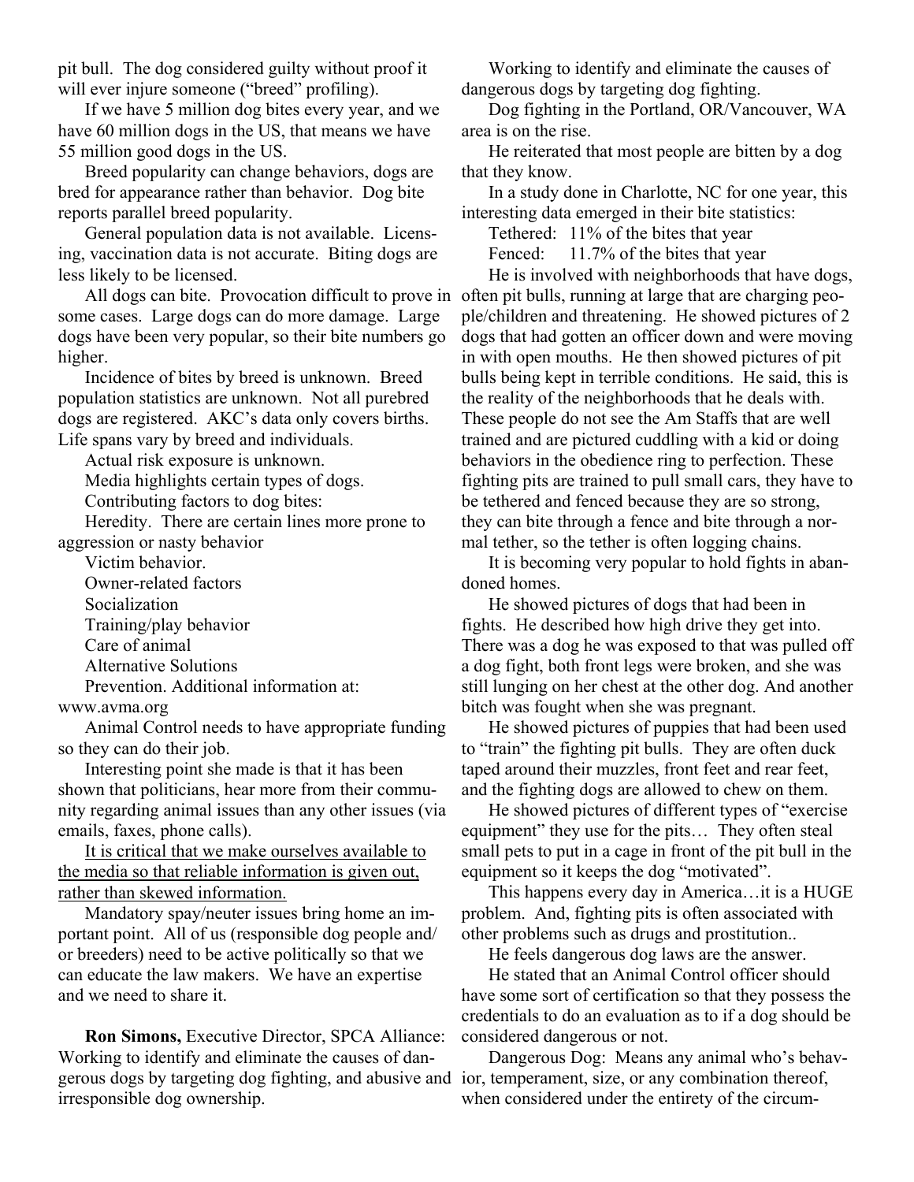pit bull. The dog considered guilty without proof it will ever injure someone ("breed" profiling).

If we have 5 million dog bites every year, and we have 60 million dogs in the US, that means we have 55 million good dogs in the US.

Breed popularity can change behaviors, dogs are bred for appearance rather than behavior. Dog bite reports parallel breed popularity.

General population data is not available. Licensing, vaccination data is not accurate. Biting dogs are less likely to be licensed.

All dogs can bite. Provocation difficult to prove in some cases. Large dogs can do more damage. Large dogs have been very popular, so their bite numbers go higher.

Incidence of bites by breed is unknown. Breed population statistics are unknown. Not all purebred dogs are registered. AKC's data only covers births. Life spans vary by breed and individuals.

Actual risk exposure is unknown.

Media highlights certain types of dogs.

Contributing factors to dog bites:

Heredity. There are certain lines more prone to aggression or nasty behavior

Victim behavior.

Owner-related factors

Socialization

Training/play behavior

Care of animal

Alternative Solutions

Prevention. Additional information at: www.avma.org

Animal Control needs to have appropriate funding so they can do their job.

Interesting point she made is that it has been shown that politicians, hear more from their community regarding animal issues than any other issues (via emails, faxes, phone calls).

<u>It is critical that we make ourselves available to the media so that reliable information is given out, rather than skewed information.</u>

Mandatory spay/neuter issues bring home an important point. All of us (responsible dog people and/or breeders) need to be active politically so that we can educate the law makers. We have an expertise and we need to share it.

**Ron Simons,** Executive Director, SPCA Alliance: Working to identify and eliminate the causes of dangerous dogs by targeting dog fighting, and abusive and irresponsible dog ownership.

Working to identify and eliminate the causes of dangerous dogs by targeting dog fighting.

Dog fighting in the Portland, OR/Vancouver, WA area is on the rise.

He reiterated that most people are bitten by a dog that they know.

In a study done in Charlotte, NC for one year, this interesting data emerged in their bite statistics:

Tethered: 11% of the bites that year

Fenced: 11.7% of the bites that year

He is involved with neighborhoods that have dogs, often pit bulls, running at large that are charging people/children and threatening. He showed pictures of 2 dogs that had gotten an officer down and were moving in with open mouths. He then showed pictures of pit bulls being kept in terrible conditions. He said, this is the reality of the neighborhoods that he deals with. These people do not see the Am Staffs that are well trained and are pictured cuddling with a kid or doing behaviors in the obedience ring to perfection. These fighting pits are trained to pull small cars, they have to be tethered and fenced because they are so strong, they can bite through a fence and bite through a normal tether, so the tether is often logging chains.

It is becoming very popular to hold fights in abandoned homes.

He showed pictures of dogs that had been in fights. He described how high drive they get into. There was a dog he was exposed to that was pulled off a dog fight, both front legs were broken, and she was still lunging on her chest at the other dog. And another bitch was fought when she was pregnant.

He showed pictures of puppies that had been used to "train" the fighting pit bulls. They are often duck taped around their muzzles, front feet and rear feet, and the fighting dogs are allowed to chew on them.

He showed pictures of different types of "exercise equipment" they use for the pits… They often steal small pets to put in a cage in front of the pit bull in the equipment so it keeps the dog "motivated".

This happens every day in America…it is a HUGE problem. And, fighting pits is often associated with other problems such as drugs and prostitution..

He feels dangerous dog laws are the answer.

He stated that an Animal Control officer should have some sort of certification so that they possess the credentials to do an evaluation as to if a dog should be considered dangerous or not.

Dangerous Dog: Means any animal who's behavior, temperament, size, or any combination thereof, when considered under the entirety of the circum-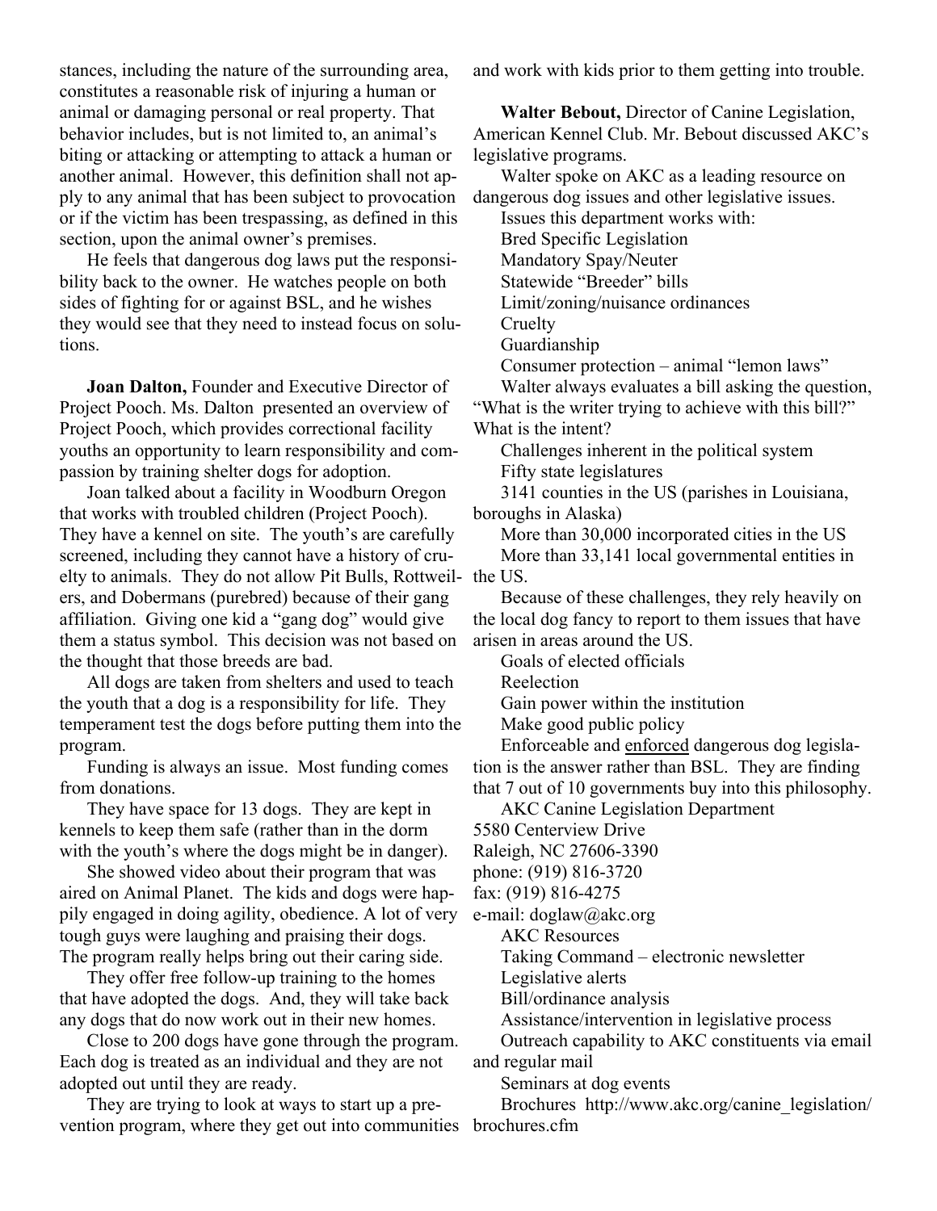stances, including the nature of the surrounding area, constitutes a reasonable risk of injuring a human or animal or damaging personal or real property. That behavior includes, but is not limited to, an animal's biting or attacking or attempting to attack a human or another animal. However, this definition shall not apply to any animal that has been subject to provocation or if the victim has been trespassing, as defined in this section, upon the animal owner's premises.

He feels that dangerous dog laws put the responsibility back to the owner. He watches people on both sides of fighting for or against BSL, and he wishes they would see that they need to instead focus on solutions.

**Joan Dalton,** Founder and Executive Director of Project Pooch. Ms. Dalton presented an overview of Project Pooch, which provides correctional facility youths an opportunity to learn responsibility and compassion by training shelter dogs for adoption.

Joan talked about a facility in Woodburn Oregon that works with troubled children (Project Pooch). They have a kennel on site. The youth's are carefully screened, including they cannot have a history of cruelty to animals. They do not allow Pit Bulls, Rottweilers, and Dobermans (purebred) because of their gang affiliation. Giving one kid a "gang dog" would give them a status symbol. This decision was not based on the thought that those breeds are bad.

All dogs are taken from shelters and used to teach the youth that a dog is a responsibility for life. They temperament test the dogs before putting them into the program.

Funding is always an issue. Most funding comes from donations.

They have space for 13 dogs. They are kept in kennels to keep them safe (rather than in the dorm with the youth's where the dogs might be in danger).

She showed video about their program that was aired on Animal Planet. The kids and dogs were happily engaged in doing agility, obedience. A lot of very tough guys were laughing and praising their dogs. The program really helps bring out their caring side.

They offer free follow-up training to the homes that have adopted the dogs. And, they will take back any dogs that do now work out in their new homes.

Close to 200 dogs have gone through the program. Each dog is treated as an individual and they are not adopted out until they are ready.

They are trying to look at ways to start up a prevention program, where they get out into communities and work with kids prior to them getting into trouble.

**Walter Bebout,** Director of Canine Legislation, American Kennel Club. Mr. Bebout discussed AKC's legislative programs.

Walter spoke on AKC as a leading resource on dangerous dog issues and other legislative issues.

Issues this department works with:

Bred Specific Legislation

Mandatory Spay/Neuter

Statewide "Breeder" bills

Limit/zoning/nuisance ordinances

Cruelty

Guardianship

Consumer protection – animal "lemon laws"

Walter always evaluates a bill asking the question, "What is the writer trying to achieve with this bill?" What is the intent?

Challenges inherent in the political system

Fifty state legislatures

3141 counties in the US (parishes in Louisiana, boroughs in Alaska)

More than 30,000 incorporated cities in the US

More than 33,141 local governmental entities in the US.

Because of these challenges, they rely heavily on the local dog fancy to report to them issues that have arisen in areas around the US.

Goals of elected officials

Reelection

Gain power within the institution

Make good public policy

Enforceable and <u>enforced</u> dangerous dog legislation is the answer rather than BSL. They are finding that 7 out of 10 governments buy into this philosophy.

AKC Canine Legislation Department
5580 Centerview Drive
Raleigh, NC 27606-3390
phone: (919) 816-3720
fax: (919) 816-4275
e-mail: doglaw@akc.org

AKC Resources

Taking Command – electronic newsletter

Legislative alerts

Bill/ordinance analysis

Assistance/intervention in legislative process

Outreach capability to AKC constituents via email and regular mail

Seminars at dog events

Brochures http://www.akc.org/canine_legislation/brochures.cfm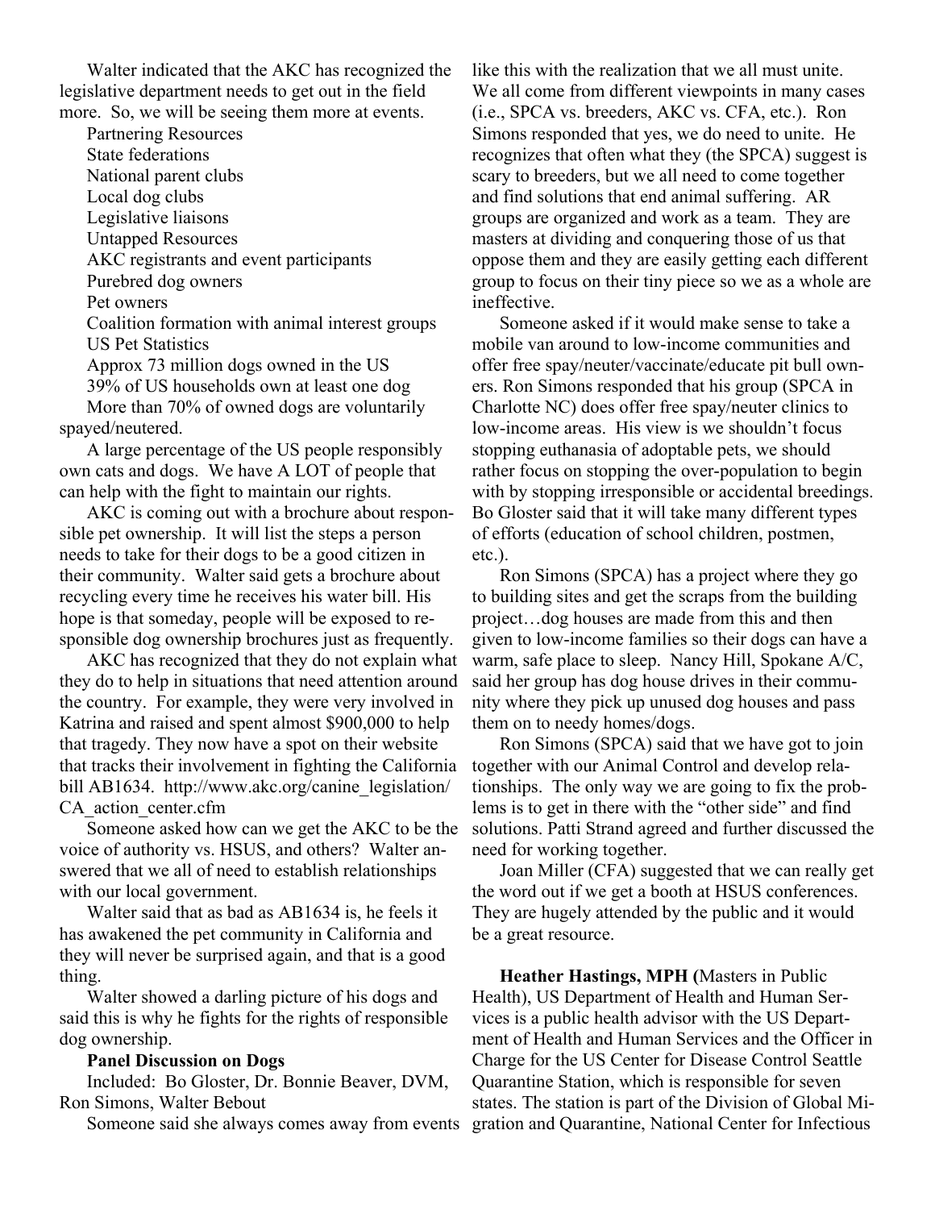Walter indicated that the AKC has recognized the legislative department needs to get out in the field more. So, we will be seeing them more at events.

Partnering Resources

State federations

National parent clubs

Local dog clubs

Legislative liaisons

Untapped Resources

AKC registrants and event participants

Purebred dog owners

Pet owners

Coalition formation with animal interest groups

US Pet Statistics

Approx 73 million dogs owned in the US

39% of US households own at least one dog

More than 70% of owned dogs are voluntarily spayed/neutered.

A large percentage of the US people responsibly own cats and dogs. We have A LOT of people that can help with the fight to maintain our rights.

AKC is coming out with a brochure about responsible pet ownership. It will list the steps a person needs to take for their dogs to be a good citizen in their community. Walter said gets a brochure about recycling every time he receives his water bill. His hope is that someday, people will be exposed to responsible dog ownership brochures just as frequently.

AKC has recognized that they do not explain what they do to help in situations that need attention around the country. For example, they were very involved in Katrina and raised and spent almost $900,000 to help that tragedy. They now have a spot on their website that tracks their involvement in fighting the California bill AB1634. http://www.akc.org/canine_legislation/CA_action_center.cfm

Someone asked how can we get the AKC to be the voice of authority vs. HSUS, and others? Walter answered that we all of need to establish relationships with our local government.

Walter said that as bad as AB1634 is, he feels it has awakened the pet community in California and they will never be surprised again, and that is a good thing.

Walter showed a darling picture of his dogs and said this is why he fights for the rights of responsible dog ownership.

**Panel Discussion on Dogs**

Included: Bo Gloster, Dr. Bonnie Beaver, DVM, Ron Simons, Walter Bebout

Someone said she always comes away from events like this with the realization that we all must unite. We all come from different viewpoints in many cases (i.e., SPCA vs. breeders, AKC vs. CFA, etc.). Ron Simons responded that yes, we do need to unite. He recognizes that often what they (the SPCA) suggest is scary to breeders, but we all need to come together and find solutions that end animal suffering. AR groups are organized and work as a team. They are masters at dividing and conquering those of us that oppose them and they are easily getting each different group to focus on their tiny piece so we as a whole are ineffective.

Someone asked if it would make sense to take a mobile van around to low-income communities and offer free spay/neuter/vaccinate/educate pit bull owners. Ron Simons responded that his group (SPCA in Charlotte NC) does offer free spay/neuter clinics to low-income areas. His view is we shouldn't focus stopping euthanasia of adoptable pets, we should rather focus on stopping the over-population to begin with by stopping irresponsible or accidental breedings. Bo Gloster said that it will take many different types of efforts (education of school children, postmen, etc.).

Ron Simons (SPCA) has a project where they go to building sites and get the scraps from the building project…dog houses are made from this and then given to low-income families so their dogs can have a warm, safe place to sleep. Nancy Hill, Spokane A/C, said her group has dog house drives in their community where they pick up unused dog houses and pass them on to needy homes/dogs.

Ron Simons (SPCA) said that we have got to join together with our Animal Control and develop relationships. The only way we are going to fix the problems is to get in there with the "other side" and find solutions. Patti Strand agreed and further discussed the need for working together.

Joan Miller (CFA) suggested that we can really get the word out if we get a booth at HSUS conferences. They are hugely attended by the public and it would be a great resource.

**Heather Hastings, MPH (**Masters in Public Health), US Department of Health and Human Services is a public health advisor with the US Department of Health and Human Services and the Officer in Charge for the US Center for Disease Control Seattle Quarantine Station, which is responsible for seven states. The station is part of the Division of Global Migration and Quarantine, National Center for Infectious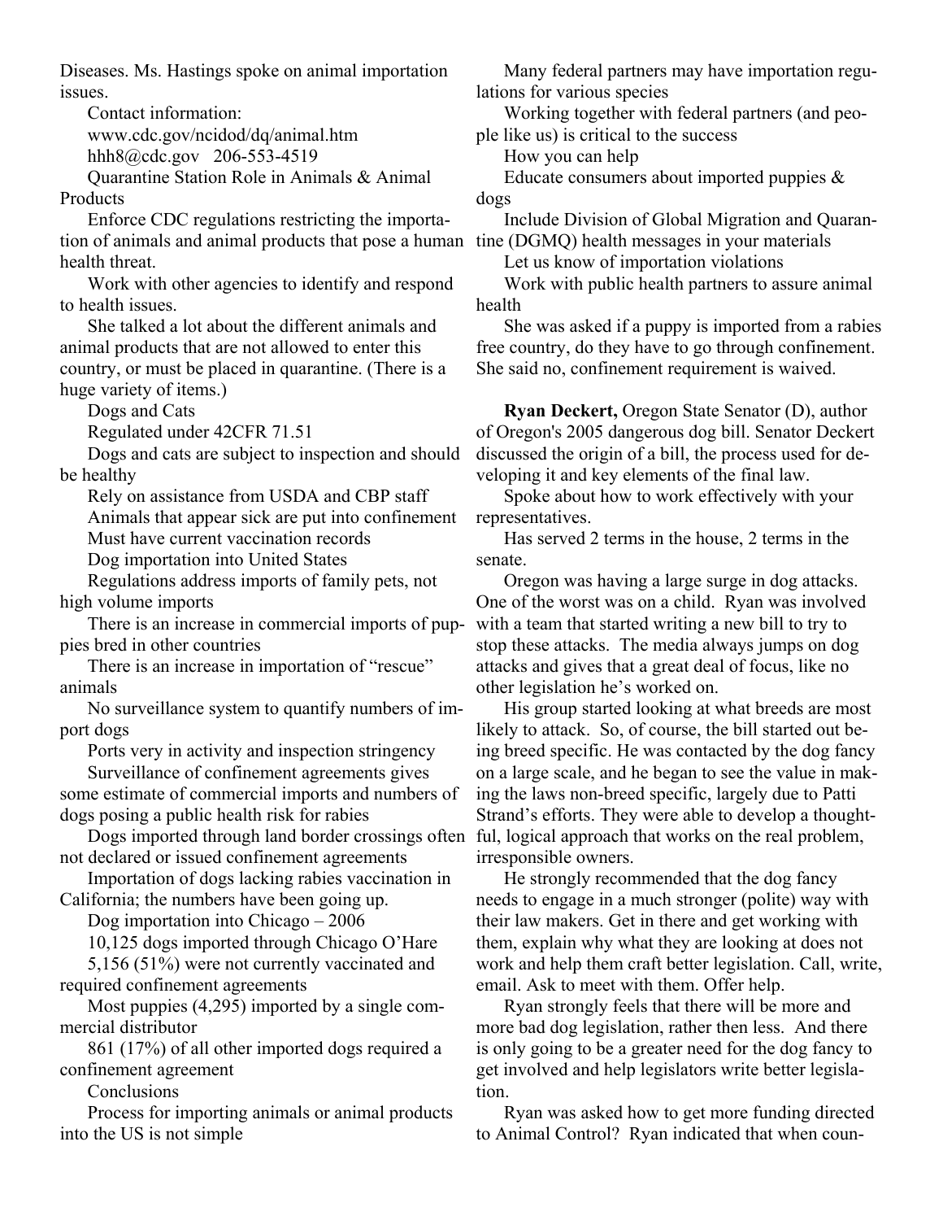Diseases. Ms. Hastings spoke on animal importation issues.

Contact information:

www.cdc.gov/ncidod/dq/animal.htm

hhh8@cdc.gov 206-553-4519

Quarantine Station Role in Animals & Animal Products

Enforce CDC regulations restricting the importation of animals and animal products that pose a human health threat.

Work with other agencies to identify and respond to health issues.

She talked a lot about the different animals and animal products that are not allowed to enter this country, or must be placed in quarantine. (There is a huge variety of items.)

Dogs and Cats

Regulated under 42CFR 71.51

Dogs and cats are subject to inspection and should be healthy

Rely on assistance from USDA and CBP staff

Animals that appear sick are put into confinement

Must have current vaccination records

Dog importation into United States

Regulations address imports of family pets, not high volume imports

There is an increase in commercial imports of puppies bred in other countries

There is an increase in importation of "rescue" animals

No surveillance system to quantify numbers of import dogs

Ports very in activity and inspection stringency

Surveillance of confinement agreements gives some estimate of commercial imports and numbers of dogs posing a public health risk for rabies

Dogs imported through land border crossings often not declared or issued confinement agreements

Importation of dogs lacking rabies vaccination in California; the numbers have been going up.

Dog importation into Chicago – 2006

10,125 dogs imported through Chicago O'Hare

5,156 (51%) were not currently vaccinated and required confinement agreements

Most puppies (4,295) imported by a single commercial distributor

861 (17%) of all other imported dogs required a confinement agreement

Conclusions

Process for importing animals or animal products into the US is not simple

Many federal partners may have importation regulations for various species

Working together with federal partners (and people like us) is critical to the success

How you can help

Educate consumers about imported puppies & dogs

Include Division of Global Migration and Quarantine (DGMQ) health messages in your materials

Let us know of importation violations

Work with public health partners to assure animal health

She was asked if a puppy is imported from a rabies free country, do they have to go through confinement. She said no, confinement requirement is waived.

**Ryan Deckert,** Oregon State Senator (D), author of Oregon's 2005 dangerous dog bill. Senator Deckert discussed the origin of a bill, the process used for developing it and key elements of the final law.

Spoke about how to work effectively with your representatives.

Has served 2 terms in the house, 2 terms in the senate.

Oregon was having a large surge in dog attacks. One of the worst was on a child. Ryan was involved with a team that started writing a new bill to try to stop these attacks. The media always jumps on dog attacks and gives that a great deal of focus, like no other legislation he's worked on.

His group started looking at what breeds are most likely to attack. So, of course, the bill started out being breed specific. He was contacted by the dog fancy on a large scale, and he began to see the value in making the laws non-breed specific, largely due to Patti Strand's efforts. They were able to develop a thoughtful, logical approach that works on the real problem, irresponsible owners.

He strongly recommended that the dog fancy needs to engage in a much stronger (polite) way with their law makers. Get in there and get working with them, explain why what they are looking at does not work and help them craft better legislation. Call, write, email. Ask to meet with them. Offer help.

Ryan strongly feels that there will be more and more bad dog legislation, rather then less. And there is only going to be a greater need for the dog fancy to get involved and help legislators write better legislation.

Ryan was asked how to get more funding directed to Animal Control? Ryan indicated that when coun-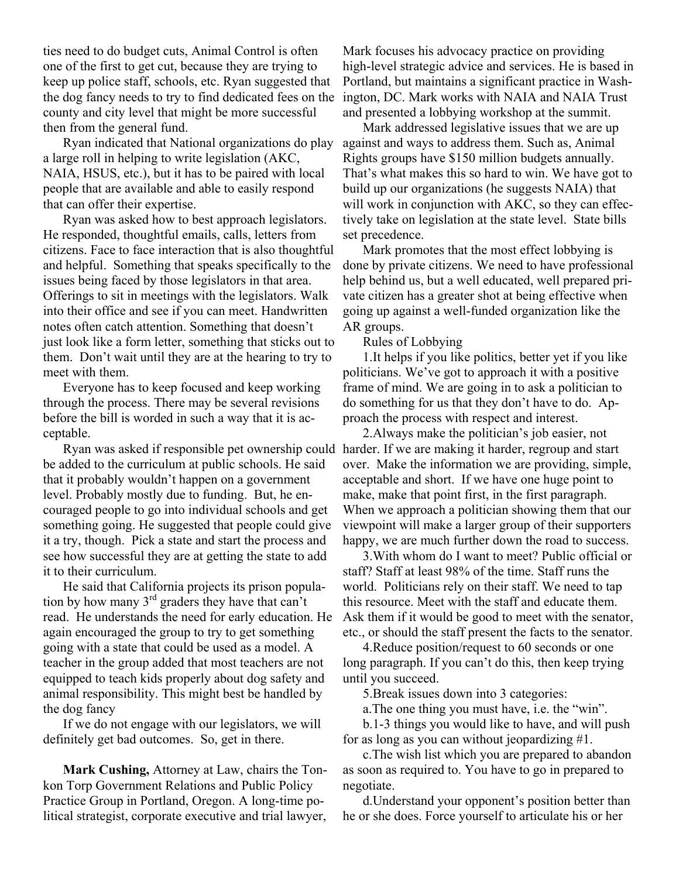ties need to do budget cuts, Animal Control is often one of the first to get cut, because they are trying to keep up police staff, schools, etc. Ryan suggested that the dog fancy needs to try to find dedicated fees on the county and city level that might be more successful then from the general fund.

Ryan indicated that National organizations do play a large roll in helping to write legislation (AKC, NAIA, HSUS, etc.), but it has to be paired with local people that are available and able to easily respond that can offer their expertise.

Ryan was asked how to best approach legislators. He responded, thoughtful emails, calls, letters from citizens. Face to face interaction that is also thoughtful and helpful. Something that speaks specifically to the issues being faced by those legislators in that area. Offerings to sit in meetings with the legislators. Walk into their office and see if you can meet. Handwritten notes often catch attention. Something that doesn't just look like a form letter, something that sticks out to them. Don't wait until they are at the hearing to try to meet with them.

Everyone has to keep focused and keep working through the process. There may be several revisions before the bill is worded in such a way that it is acceptable.

Ryan was asked if responsible pet ownership could be added to the curriculum at public schools. He said that it probably wouldn't happen on a government level. Probably mostly due to funding. But, he encouraged people to go into individual schools and get something going. He suggested that people could give it a try, though. Pick a state and start the process and see how successful they are at getting the state to add it to their curriculum.

He said that California projects its prison population by how many 3rd graders they have that can't read. He understands the need for early education. He again encouraged the group to try to get something going with a state that could be used as a model. A teacher in the group added that most teachers are not equipped to teach kids properly about dog safety and animal responsibility. This might best be handled by the dog fancy

If we do not engage with our legislators, we will definitely get bad outcomes. So, get in there.

**Mark Cushing,** Attorney at Law, chairs the Tonkon Torp Government Relations and Public Policy Practice Group in Portland, Oregon. A long-time political strategist, corporate executive and trial lawyer, Mark focuses his advocacy practice on providing high-level strategic advice and services. He is based in Portland, but maintains a significant practice in Washington, DC. Mark works with NAIA and NAIA Trust and presented a lobbying workshop at the summit.

Mark addressed legislative issues that we are up against and ways to address them. Such as, Animal Rights groups have $150 million budgets annually. That's what makes this so hard to win. We have got to build up our organizations (he suggests NAIA) that will work in conjunction with AKC, so they can effectively take on legislation at the state level. State bills set precedence.

Mark promotes that the most effect lobbying is done by private citizens. We need to have professional help behind us, but a well educated, well prepared private citizen has a greater shot at being effective when going up against a well-funded organization like the AR groups.

Rules of Lobbying

1.It helps if you like politics, better yet if you like politicians. We've got to approach it with a positive frame of mind. We are going in to ask a politician to do something for us that they don't have to do. Approach the process with respect and interest.

2.Always make the politician's job easier, not harder. If we are making it harder, regroup and start over. Make the information we are providing, simple, acceptable and short. If we have one huge point to make, make that point first, in the first paragraph. When we approach a politician showing them that our viewpoint will make a larger group of their supporters happy, we are much further down the road to success.

3.With whom do I want to meet? Public official or staff? Staff at least 98% of the time. Staff runs the world. Politicians rely on their staff. We need to tap this resource. Meet with the staff and educate them. Ask them if it would be good to meet with the senator, etc., or should the staff present the facts to the senator.

4.Reduce position/request to 60 seconds or one long paragraph. If you can't do this, then keep trying until you succeed.

5.Break issues down into 3 categories:

a.The one thing you must have, i.e. the "win".

b.1-3 things you would like to have, and will push for as long as you can without jeopardizing #1.

c.The wish list which you are prepared to abandon as soon as required to. You have to go in prepared to negotiate.

d.Understand your opponent's position better than he or she does. Force yourself to articulate his or her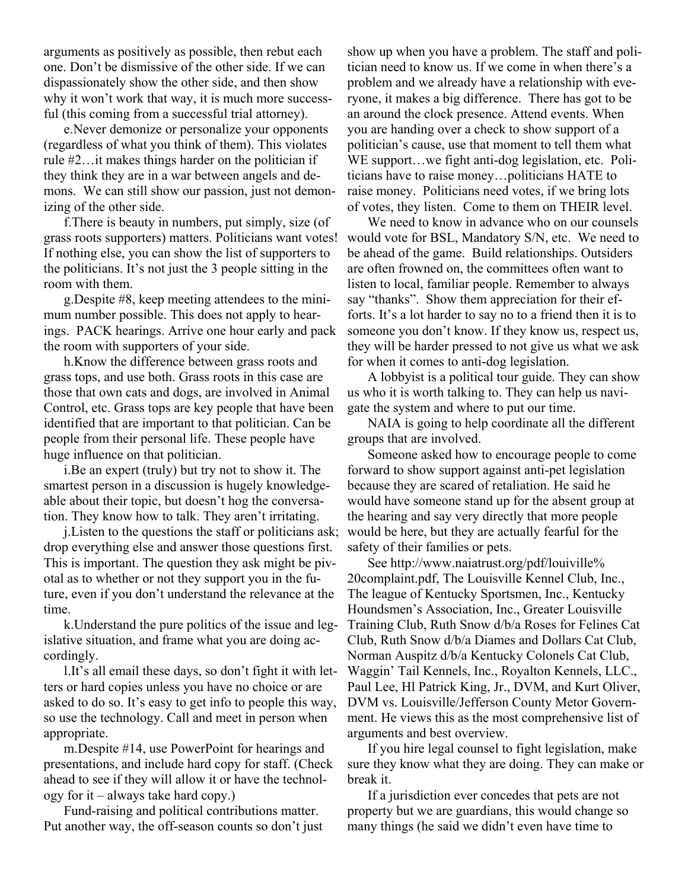arguments as positively as possible, then rebut each one. Don't be dismissive of the other side. If we can dispassionately show the other side, and then show why it won't work that way, it is much more successful (this coming from a successful trial attorney).

e.Never demonize or personalize your opponents (regardless of what you think of them). This violates rule #2…it makes things harder on the politician if they think they are in a war between angels and demons. We can still show our passion, just not demonizing of the other side.

f.There is beauty in numbers, put simply, size (of grass roots supporters) matters. Politicians want votes! If nothing else, you can show the list of supporters to the politicians. It's not just the 3 people sitting in the room with them.

g.Despite #8, keep meeting attendees to the minimum number possible. This does not apply to hearings. PACK hearings. Arrive one hour early and pack the room with supporters of your side.

h.Know the difference between grass roots and grass tops, and use both. Grass roots in this case are those that own cats and dogs, are involved in Animal Control, etc. Grass tops are key people that have been identified that are important to that politician. Can be people from their personal life. These people have huge influence on that politician.

i.Be an expert (truly) but try not to show it. The smartest person in a discussion is hugely knowledgeable about their topic, but doesn't hog the conversation. They know how to talk. They aren't irritating.

j.Listen to the questions the staff or politicians ask; drop everything else and answer those questions first. This is important. The question they ask might be pivotal as to whether or not they support you in the future, even if you don't understand the relevance at the time.

k.Understand the pure politics of the issue and legislative situation, and frame what you are doing accordingly.

l.It's all email these days, so don't fight it with letters or hard copies unless you have no choice or are asked to do so. It's easy to get info to people this way, so use the technology. Call and meet in person when appropriate.

m.Despite #14, use PowerPoint for hearings and presentations, and include hard copy for staff. (Check ahead to see if they will allow it or have the technology for it – always take hard copy.)

Fund-raising and political contributions matter. Put another way, the off-season counts so don't just show up when you have a problem. The staff and politician need to know us. If we come in when there's a problem and we already have a relationship with everyone, it makes a big difference. There has got to be an around the clock presence. Attend events. When you are handing over a check to show support of a politician's cause, use that moment to tell them what WE support…we fight anti-dog legislation, etc. Politicians have to raise money…politicians HATE to raise money. Politicians need votes, if we bring lots of votes, they listen. Come to them on THEIR level.

We need to know in advance who on our counsels would vote for BSL, Mandatory S/N, etc. We need to be ahead of the game. Build relationships. Outsiders are often frowned on, the committees often want to listen to local, familiar people. Remember to always say "thanks". Show them appreciation for their efforts. It's a lot harder to say no to a friend then it is to someone you don't know. If they know us, respect us, they will be harder pressed to not give us what we ask for when it comes to anti-dog legislation.

A lobbyist is a political tour guide. They can show us who it is worth talking to. They can help us navigate the system and where to put our time.

NAIA is going to help coordinate all the different groups that are involved.

Someone asked how to encourage people to come forward to show support against anti-pet legislation because they are scared of retaliation. He said he would have someone stand up for the absent group at the hearing and say very directly that more people would be here, but they are actually fearful for the safety of their families or pets.

See http://www.naiatrust.org/pdf/louiville%20complaint.pdf, The Louisville Kennel Club, Inc., The league of Kentucky Sportsmen, Inc., Kentucky Houndsmen's Association, Inc., Greater Louisville Training Club, Ruth Snow d/b/a Roses for Felines Cat Club, Ruth Snow d/b/a Diames and Dollars Cat Club, Norman Auspitz d/b/a Kentucky Colonels Cat Club, Waggin' Tail Kennels, Inc., Royalton Kennels, LLC., Paul Lee, Hl Patrick King, Jr., DVM, and Kurt Oliver, DVM vs. Louisville/Jefferson County Metor Government. He views this as the most comprehensive list of arguments and best overview.

If you hire legal counsel to fight legislation, make sure they know what they are doing. They can make or break it.

If a jurisdiction ever concedes that pets are not property but we are guardians, this would change so many things (he said we didn't even have time to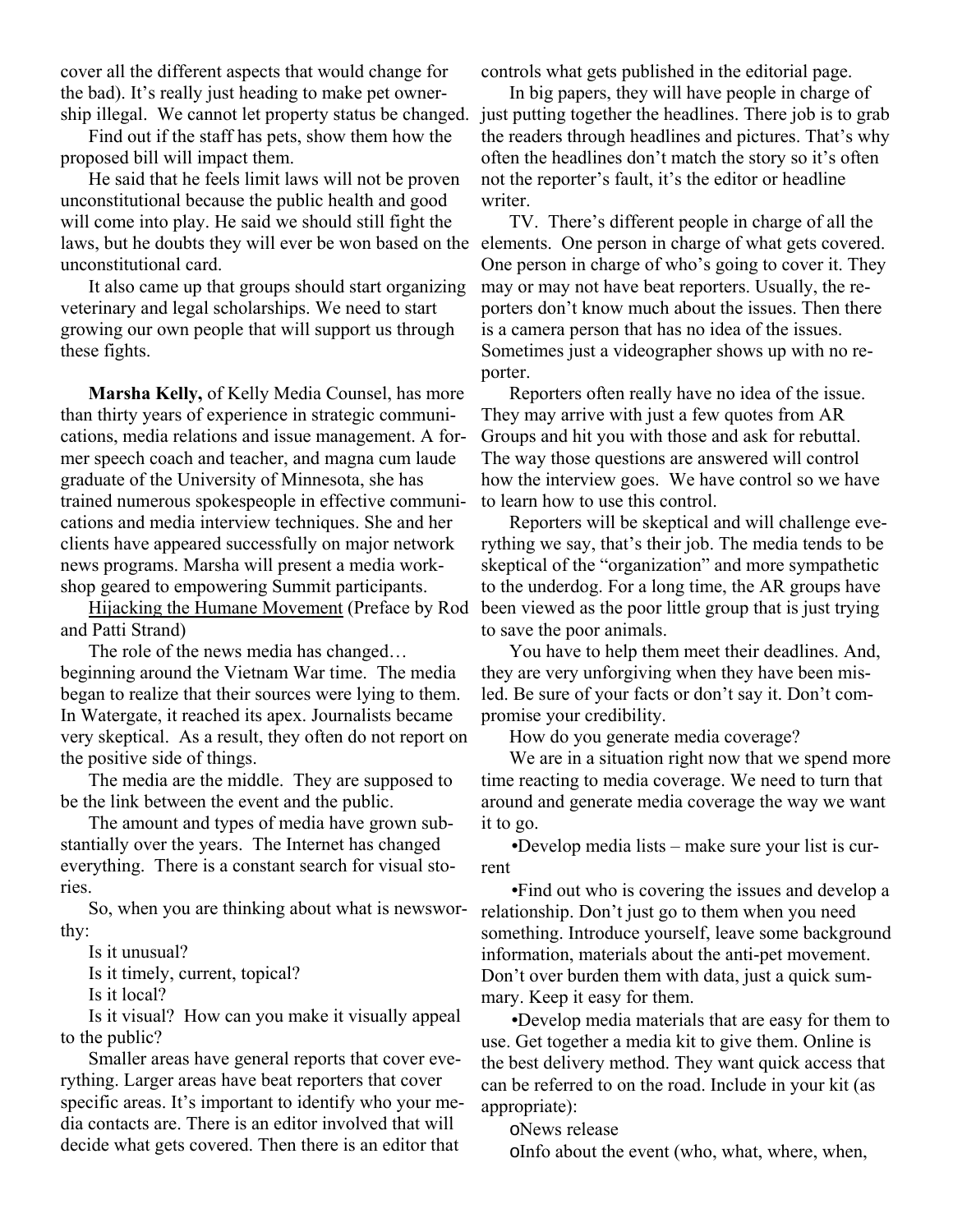cover all the different aspects that would change for the bad). It's really just heading to make pet ownership illegal. We cannot let property status be changed.

Find out if the staff has pets, show them how the proposed bill will impact them.

He said that he feels limit laws will not be proven unconstitutional because the public health and good will come into play. He said we should still fight the laws, but he doubts they will ever be won based on the unconstitutional card.

It also came up that groups should start organizing veterinary and legal scholarships. We need to start growing our own people that will support us through these fights.

**Marsha Kelly,** of Kelly Media Counsel, has more than thirty years of experience in strategic communications, media relations and issue management. A former speech coach and teacher, and magna cum laude graduate of the University of Minnesota, she has trained numerous spokespeople in effective communications and media interview techniques. She and her clients have appeared successfully on major network news programs. Marsha will present a media workshop geared to empowering Summit participants.

<u>Hijacking the Humane Movement</u> (Preface by Rod and Patti Strand)

The role of the news media has changed… beginning around the Vietnam War time. The media began to realize that their sources were lying to them. In Watergate, it reached its apex. Journalists became very skeptical. As a result, they often do not report on the positive side of things.

The media are the middle. They are supposed to be the link between the event and the public.

The amount and types of media have grown substantially over the years. The Internet has changed everything. There is a constant search for visual stories.

So, when you are thinking about what is newsworthy:

Is it unusual?

Is it timely, current, topical?

Is it local?

Is it visual? How can you make it visually appeal to the public?

Smaller areas have general reports that cover everything. Larger areas have beat reporters that cover specific areas. It's important to identify who your media contacts are. There is an editor involved that will decide what gets covered. Then there is an editor that controls what gets published in the editorial page.

In big papers, they will have people in charge of just putting together the headlines. There job is to grab the readers through headlines and pictures. That's why often the headlines don't match the story so it's often not the reporter's fault, it's the editor or headline writer.

TV. There's different people in charge of all the elements. One person in charge of what gets covered. One person in charge of who's going to cover it. They may or may not have beat reporters. Usually, the reporters don't know much about the issues. Then there is a camera person that has no idea of the issues. Sometimes just a videographer shows up with no reporter.

Reporters often really have no idea of the issue. They may arrive with just a few quotes from AR Groups and hit you with those and ask for rebuttal. The way those questions are answered will control how the interview goes. We have control so we have to learn how to use this control.

Reporters will be skeptical and will challenge everything we say, that's their job. The media tends to be skeptical of the "organization" and more sympathetic to the underdog. For a long time, the AR groups have been viewed as the poor little group that is just trying to save the poor animals.

You have to help them meet their deadlines. And, they are very unforgiving when they have been mislead. Be sure of your facts or don't say it. Don't compromise your credibility.

How do you generate media coverage?

We are in a situation right now that we spend more time reacting to media coverage. We need to turn that around and generate media coverage the way we want it to go.

- Develop media lists – make sure your list is current
- Find out who is covering the issues and develop a relationship. Don't just go to them when you need something. Introduce yourself, leave some background information, materials about the anti-pet movement. Don't over burden them with data, just a quick summary. Keep it easy for them.
- Develop media materials that are easy for them to use. Get together a media kit to give them. Online is the best delivery method. They want quick access that can be referred to on the road. Include in your kit (as appropriate):
  - News release
  - Info about the event (who, what, where, when,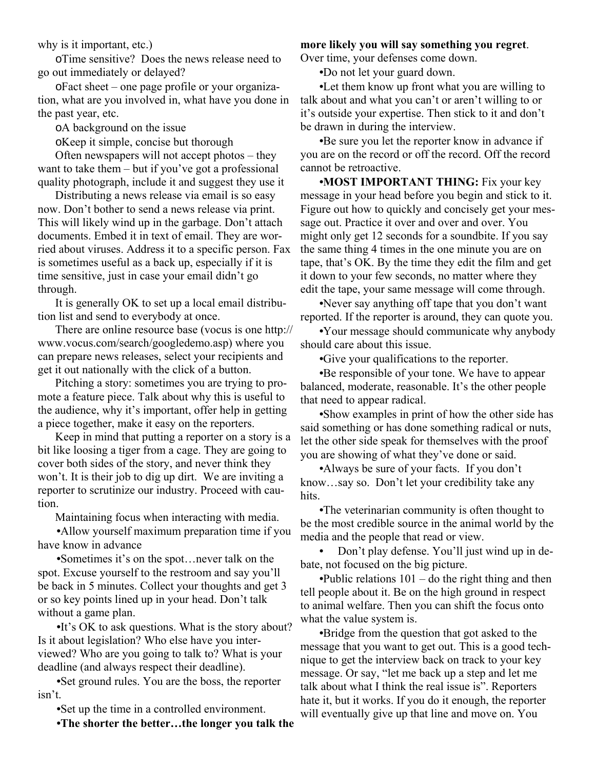why is it important, etc.)

- Time sensitive? Does the news release need to go out immediately or delayed?
- Fact sheet – one page profile or your organization, what are you involved in, what have you done in the past year, etc.
- A background on the issue
- Keep it simple, concise but thorough

Often newspapers will not accept photos – they want to take them – but if you've got a professional quality photograph, include it and suggest they use it

Distributing a news release via email is so easy now. Don't bother to send a news release via print. This will likely wind up in the garbage. Don't attach documents. Embed it in text of email. They are worried about viruses. Address it to a specific person. Fax is sometimes useful as a back up, especially if it is time sensitive, just in case your email didn't go through.

It is generally OK to set up a local email distribution list and send to everybody at once.

There are online resource base (vocus is one http://www.vocus.com/search/googledemo.asp) where you can prepare news releases, select your recipients and get it out nationally with the click of a button.

Pitching a story: sometimes you are trying to promote a feature piece. Talk about why this is useful to the audience, why it's important, offer help in getting a piece together, make it easy on the reporters.

Keep in mind that putting a reporter on a story is a bit like loosing a tiger from a cage. They are going to cover both sides of the story, and never think they won't. It is their job to dig up dirt. We are inviting a reporter to scrutinize our industry. Proceed with caution.

Maintaining focus when interacting with media.

- Allow yourself maximum preparation time if you have know in advance
- Sometimes it's on the spot…never talk on the spot. Excuse yourself to the restroom and say you'll be back in 5 minutes. Collect your thoughts and get 3 or so key points lined up in your head. Don't talk without a game plan.
- It's OK to ask questions. What is the story about? Is it about legislation? Who else have you interviewed? Who are you going to talk to? What is your deadline (and always respect their deadline).
- Set ground rules. You are the boss, the reporter isn't.
- Set up the time in a controlled environment.
- **The shorter the better…the longer you talk the more likely you will say something you regret**. Over time, your defenses come down.
- Do not let your guard down.
- Let them know up front what you are willing to talk about and what you can't or aren't willing to or it's outside your expertise. Then stick to it and don't be drawn in during the interview.
- Be sure you let the reporter know in advance if you are on the record or off the record. Off the record cannot be retroactive.
- **MOST IMPORTANT THING:** Fix your key message in your head before you begin and stick to it. Figure out how to quickly and concisely get your message out. Practice it over and over and over. You might only get 12 seconds for a soundbite. If you say the same thing 4 times in the one minute you are on tape, that's OK. By the time they edit the film and get it down to your few seconds, no matter where they edit the tape, your same message will come through.
- Never say anything off tape that you don't want reported. If the reporter is around, they can quote you.
- Your message should communicate why anybody should care about this issue.
- Give your qualifications to the reporter.
- Be responsible of your tone. We have to appear balanced, moderate, reasonable. It's the other people that need to appear radical.
- Show examples in print of how the other side has said something or has done something radical or nuts, let the other side speak for themselves with the proof you are showing of what they've done or said.
- Always be sure of your facts. If you don't know…say so. Don't let your credibility take any hits.
- The veterinarian community is often thought to be the most credible source in the animal world by the media and the people that read or view.
- Don't play defense. You'll just wind up in debate, not focused on the big picture.
- Public relations 101 – do the right thing and then tell people about it. Be on the high ground in respect to animal welfare. Then you can shift the focus onto what the value system is.
- Bridge from the question that got asked to the message that you want to get out. This is a good technique to get the interview back on track to your key message. Or say, "let me back up a step and let me talk about what I think the real issue is". Reporters hate it, but it works. If you do it enough, the reporter will eventually give up that line and move on. You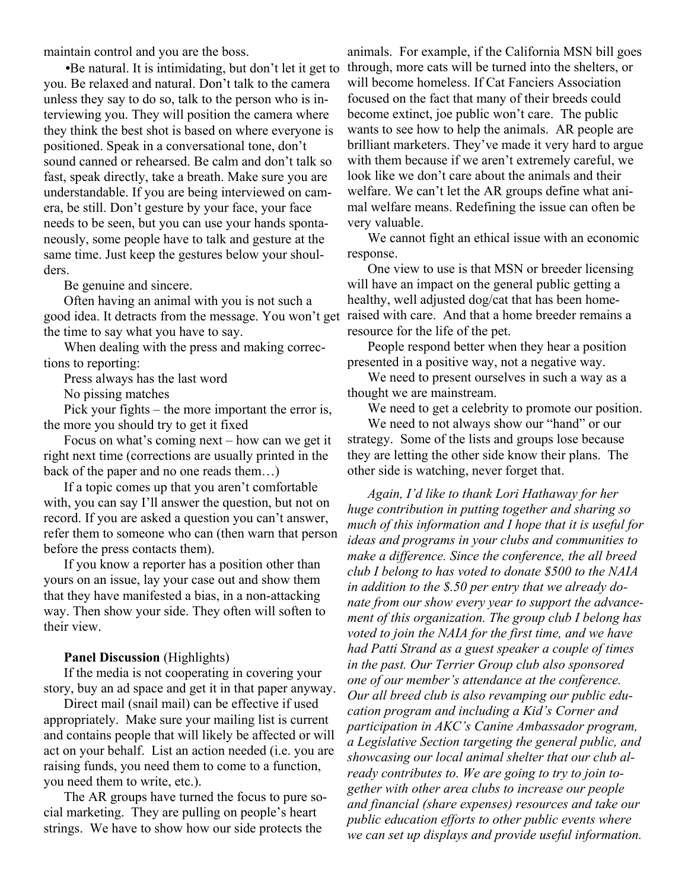maintain control and you are the boss.

•Be natural. It is intimidating, but don't let it get to you. Be relaxed and natural. Don't talk to the camera unless they say to do so, talk to the person who is interviewing you. They will position the camera where they think the best shot is based on where everyone is positioned. Speak in a conversational tone, don't sound canned or rehearsed. Be calm and don't talk so fast, speak directly, take a breath. Make sure you are understandable. If you are being interviewed on camera, be still. Don't gesture by your face, your face needs to be seen, but you can use your hands spontaneously, some people have to talk and gesture at the same time. Just keep the gestures below your shoulders.

Be genuine and sincere.

Often having an animal with you is not such a good idea. It detracts from the message. You won't get the time to say what you have to say.

When dealing with the press and making corrections to reporting:

Press always has the last word

No pissing matches

Pick your fights – the more important the error is, the more you should try to get it fixed

Focus on what's coming next – how can we get it right next time (corrections are usually printed in the back of the paper and no one reads them…)

If a topic comes up that you aren't comfortable with, you can say I'll answer the question, but not on record. If you are asked a question you can't answer, refer them to someone who can (then warn that person before the press contacts them).

If you know a reporter has a position other than yours on an issue, lay your case out and show them that they have manifested a bias, in a non-attacking way. Then show your side. They often will soften to their view.

**Panel Discussion** (Highlights)

If the media is not cooperating in covering your story, buy an ad space and get it in that paper anyway.

Direct mail (snail mail) can be effective if used appropriately. Make sure your mailing list is current and contains people that will likely be affected or will act on your behalf. List an action needed (i.e. you are raising funds, you need them to come to a function, you need them to write, etc.).

The AR groups have turned the focus to pure social marketing. They are pulling on people's heart strings. We have to show how our side protects the animals. For example, if the California MSN bill goes through, more cats will be turned into the shelters, or will become homeless. If Cat Fanciers Association focused on the fact that many of their breeds could become extinct, joe public won't care. The public wants to see how to help the animals. AR people are brilliant marketers. They've made it very hard to argue with them because if we aren't extremely careful, we look like we don't care about the animals and their welfare. We can't let the AR groups define what animal welfare means. Redefining the issue can often be very valuable.

We cannot fight an ethical issue with an economic response.

One view to use is that MSN or breeder licensing will have an impact on the general public getting a healthy, well adjusted dog/cat that has been home-raised with care. And that a home breeder remains a resource for the life of the pet.

People respond better when they hear a position presented in a positive way, not a negative way.

We need to present ourselves in such a way as a thought we are mainstream.

We need to get a celebrity to promote our position.

We need to not always show our "hand" or our strategy. Some of the lists and groups lose because they are letting the other side know their plans. The other side is watching, never forget that.

*Again, I'd like to thank Lori Hathaway for her huge contribution in putting together and sharing so much of this information and I hope that it is useful for ideas and programs in your clubs and communities to make a difference. Since the conference, the all breed club I belong to has voted to donate $500 to the NAIA in addition to the $.50 per entry that we already donate from our show every year to support the advancement of this organization. The group club I belong has voted to join the NAIA for the first time, and we have had Patti Strand as a guest speaker a couple of times in the past. Our Terrier Group club also sponsored one of our member's attendance at the conference. Our all breed club is also revamping our public education program and including a Kid's Corner and participation in AKC's Canine Ambassador program, a Legislative Section targeting the general public, and showcasing our local animal shelter that our club already contributes to. We are going to try to join together with other area clubs to increase our people and financial (share expenses) resources and take our public education efforts to other public events where we can set up displays and provide useful information.*